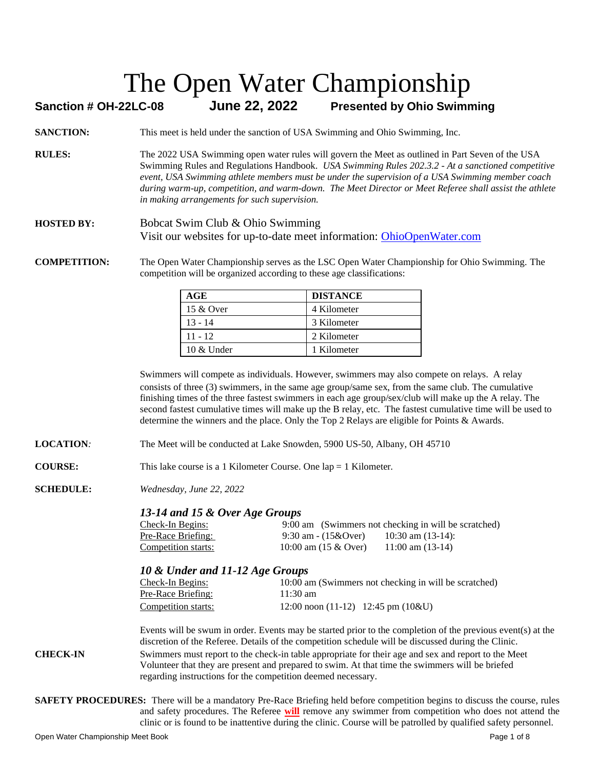# The Open Water Championship

**Sanction # OH-22LC-08** **June 22, 2022** **Presented by Ohio Swimming**

**SANCTION:** This meet is held under the sanction of USA Swimming and Ohio Swimming, Inc.

**RULES:** The 2022 USA Swimming open water rules will govern the Meet as outlined in Part Seven of the USA Swimming Rules and Regulations Handbook. *USA Swimming Rules 202.3.2 - At a sanctioned competitive event, USA Swimming athlete members must be under the supervision of a USA Swimming member coach during warm-up, competition, and warm-down. The Meet Director or Meet Referee shall assist the athlete in making arrangements for such supervision.*

**HOSTED BY:** Bobcat Swim Club & Ohio Swimming
Visit our websites for up-to-date meet information: [OhioOpenWater.com](OhioOpenWater.com)

**COMPETITION:** The Open Water Championship serves as the LSC Open Water Championship for Ohio Swimming. The competition will be organized according to these age classifications:

| AGE | DISTANCE |
|---|---|
| 15 & Over | 4 Kilometer |
| 13 - 14 | 3 Kilometer |
| 11 - 12 | 2 Kilometer |
| 10 & Under | 1 Kilometer |

Swimmers will compete as individuals. However, swimmers may also compete on relays. A relay consists of three (3) swimmers, in the same age group/same sex, from the same club. The cumulative finishing times of the three fastest swimmers in each age group/sex/club will make up the A relay. The second fastest cumulative times will make up the B relay, etc. The fastest cumulative time will be used to determine the winners and the place. Only the Top 2 Relays are eligible for Points & Awards.

**LOCATION***:* The Meet will be conducted at Lake Snowden, 5900 US-50, Albany, OH 45710

**COURSE:** This lake course is a 1 Kilometer Course. One lap = 1 Kilometer.

**SCHEDULE:** *Wednesday, June 22, 2022*

### *13-14 and 15 & Over Age Groups*

| | | |
|---|---|---|
| Check-In Begins: | 9:00 am (Swimmers not checking in will be scratched) | |
| Pre-Race Briefing: | 9:30 am - (15&Over) | 10:30 am (13-14): |
| Competition starts: | 10:00 am (15 & Over) | 11:00 am (13-14) |

### *10 & Under and 11-12 Age Groups*

| | | |
|---|---|---|
| Check-In Begins: | 10:00 am (Swimmers not checking in will be scratched) | |
| Pre-Race Briefing: | 11:30 am | |
| Competition starts: | 12:00 noon (11-12) | 12:45 pm (10&U) |

Events will be swum in order. Events may be started prior to the completion of the previous event(s) at the discretion of the Referee. Details of the competition schedule will be discussed during the Clinic.

**CHECK-IN** Swimmers must report to the check-in table appropriate for their age and sex and report to the Meet Volunteer that they are present and prepared to swim. At that time the swimmers will be briefed regarding instructions for the competition deemed necessary.

**SAFETY PROCEDURES:** There will be a mandatory Pre-Race Briefing held before competition begins to discuss the course, rules and safety procedures. The Referee **will** remove any swimmer from competition who does not attend the clinic or is found to be inattentive during the clinic. Course will be patrolled by qualified safety personnel.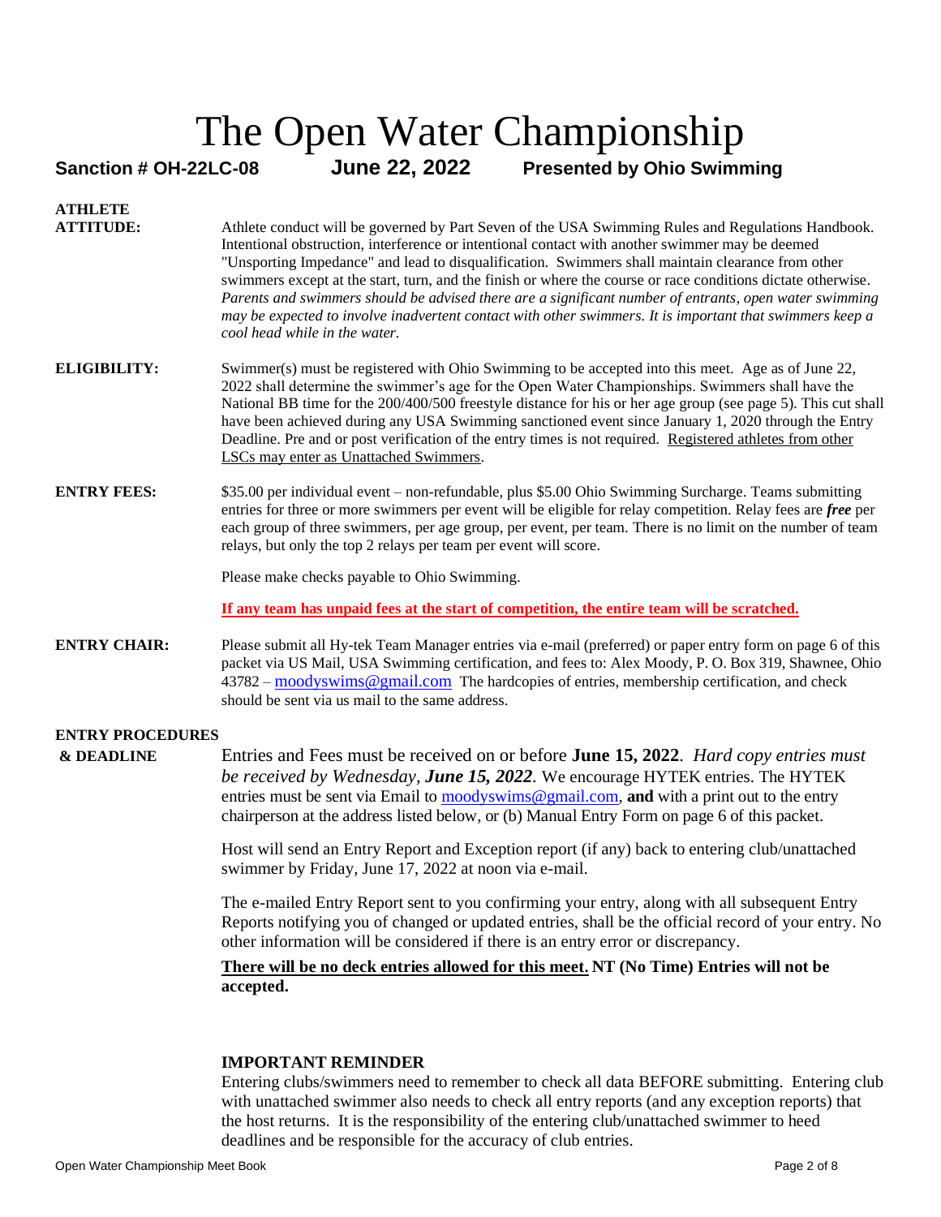# The Open Water Championship

**Sanction # OH-22LC-08** **June 22, 2022** **Presented by Ohio Swimming**

**ATHLETE ATTITUDE:** Athlete conduct will be governed by Part Seven of the USA Swimming Rules and Regulations Handbook. Intentional obstruction, interference or intentional contact with another swimmer may be deemed "Unsporting Impedance" and lead to disqualification. Swimmers shall maintain clearance from other swimmers except at the start, turn, and the finish or where the course or race conditions dictate otherwise. *Parents and swimmers should be advised there are a significant number of entrants, open water swimming may be expected to involve inadvertent contact with other swimmers. It is important that swimmers keep a cool head while in the water.*

**ELIGIBILITY:** Swimmer(s) must be registered with Ohio Swimming to be accepted into this meet. Age as of June 22, 2022 shall determine the swimmer's age for the Open Water Championships. Swimmers shall have the National BB time for the 200/400/500 freestyle distance for his or her age group (see page 5). This cut shall have been achieved during any USA Swimming sanctioned event since January 1, 2020 through the Entry Deadline. Pre and or post verification of the entry times is not required. Registered athletes from other LSCs may enter as Unattached Swimmers.

**ENTRY FEES:** $35.00 per individual event – non-refundable, plus $5.00 Ohio Swimming Surcharge. Teams submitting entries for three or more swimmers per event will be eligible for relay competition. Relay fees are ***free*** per each group of three swimmers, per age group, per event, per team. There is no limit on the number of team relays, but only the top 2 relays per team per event will score.

Please make checks payable to Ohio Swimming.

**If any team has unpaid fees at the start of competition, the entire team will be scratched.**

**ENTRY CHAIR:** Please submit all Hy-tek Team Manager entries via e-mail (preferred) or paper entry form on page 6 of this packet via US Mail, USA Swimming certification, and fees to: Alex Moody, P. O. Box 319, Shawnee, Ohio 43782 – moodyswims@gmail.com The hardcopies of entries, membership certification, and check should be sent via us mail to the same address.

**ENTRY PROCEDURES & DEADLINE**

Entries and Fees must be received on or before **June 15, 2022**. *Hard copy entries must be received by Wednesday, **June 15, 2022**.* We encourage HYTEK entries. The HYTEK entries must be sent via Email to moodyswims@gmail.com, **and** with a print out to the entry chairperson at the address listed below, or (b) Manual Entry Form on page 6 of this packet.

Host will send an Entry Report and Exception report (if any) back to entering club/unattached swimmer by Friday, June 17, 2022 at noon via e-mail.

The e-mailed Entry Report sent to you confirming your entry, along with all subsequent Entry Reports notifying you of changed or updated entries, shall be the official record of your entry. No other information will be considered if there is an entry error or discrepancy.

**There will be no deck entries allowed for this meet. NT (No Time) Entries will not be accepted.**

**IMPORTANT REMINDER**

Entering clubs/swimmers need to remember to check all data BEFORE submitting. Entering club with unattached swimmer also needs to check all entry reports (and any exception reports) that the host returns. It is the responsibility of the entering club/unattached swimmer to heed deadlines and be responsible for the accuracy of club entries.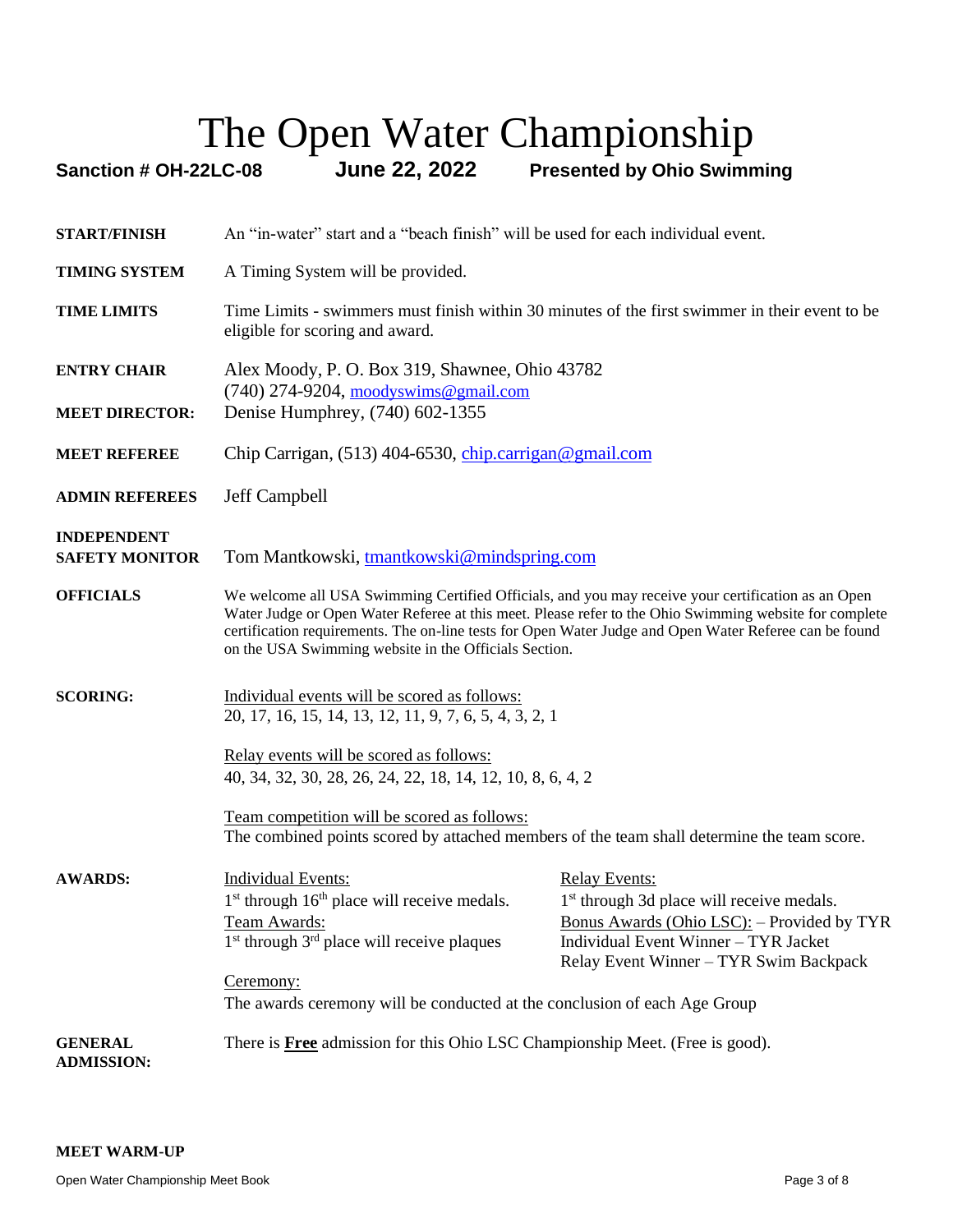# The Open Water Championship

**Sanction # OH-22LC-08** **June 22, 2022** **Presented by Ohio Swimming**

**START/FINISH** An "in-water" start and a "beach finish" will be used for each individual event.

**TIMING SYSTEM** A Timing System will be provided.

**TIME LIMITS** Time Limits - swimmers must finish within 30 minutes of the first swimmer in their event to be eligible for scoring and award.

**ENTRY CHAIR** Alex Moody, P. O. Box 319, Shawnee, Ohio 43782
(740) 274-9204, moodyswims@gmail.com

**MEET DIRECTOR:** Denise Humphrey, (740) 602-1355

**MEET REFEREE** Chip Carrigan, (513) 404-6530, chip.carrigan@gmail.com

**ADMIN REFEREES** Jeff Campbell

**INDEPENDENT SAFETY MONITOR** Tom Mantkowski, tmantkowski@mindspring.com

**OFFICIALS** We welcome all USA Swimming Certified Officials, and you may receive your certification as an Open Water Judge or Open Water Referee at this meet. Please refer to the Ohio Swimming website for complete certification requirements. The on-line tests for Open Water Judge and Open Water Referee can be found on the USA Swimming website in the Officials Section.

**SCORING:**

Individual events will be scored as follows:
20, 17, 16, 15, 14, 13, 12, 11, 9, 7, 6, 5, 4, 3, 2, 1

Relay events will be scored as follows:
40, 34, 32, 30, 28, 26, 24, 22, 18, 14, 12, 10, 8, 6, 4, 2

Team competition will be scored as follows:
The combined points scored by attached members of the team shall determine the team score.

**AWARDS:**

Individual Events:
1st through 16th place will receive medals.

Team Awards:
1st through 3rd place will receive plaques

Relay Events:
1st through 3d place will receive medals.

Bonus Awards (Ohio LSC): – Provided by TYR
Individual Event Winner – TYR Jacket
Relay Event Winner – TYR Swim Backpack

Ceremony:
The awards ceremony will be conducted at the conclusion of each Age Group

**GENERAL ADMISSION:** There is **Free** admission for this Ohio LSC Championship Meet. (Free is good).

**MEET WARM-UP**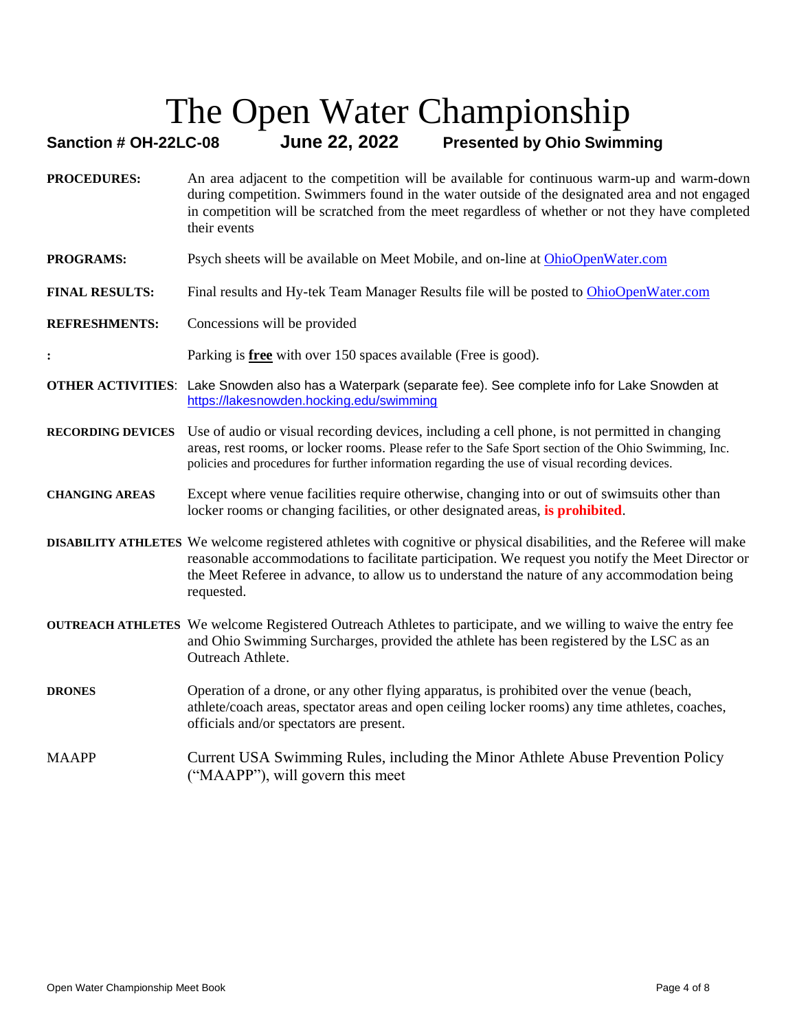# The Open Water Championship

**Sanction # OH-22LC-08** **June 22, 2022** **Presented by Ohio Swimming**

**PROCEDURES:** An area adjacent to the competition will be available for continuous warm-up and warm-down during competition. Swimmers found in the water outside of the designated area and not engaged in competition will be scratched from the meet regardless of whether or not they have completed their events

**PROGRAMS:** Psych sheets will be available on Meet Mobile, and on-line at [OhioOpenWater.com](OhioOpenWater.com)

**FINAL RESULTS:** Final results and Hy-tek Team Manager Results file will be posted to [OhioOpenWater.com](OhioOpenWater.com)

**REFRESHMENTS:** Concessions will be provided

**:** Parking is **free** with over 150 spaces available (Free is good).

**OTHER ACTIVITIES**: Lake Snowden also has a Waterpark (separate fee). See complete info for Lake Snowden at [https://lakesnowden.hocking.edu/swimming](https://lakesnowden.hocking.edu/swimming)

**RECORDING DEVICES** Use of audio or visual recording devices, including a cell phone, is not permitted in changing areas, rest rooms, or locker rooms. Please refer to the Safe Sport section of the Ohio Swimming, Inc. policies and procedures for further information regarding the use of visual recording devices.

**CHANGING AREAS** Except where venue facilities require otherwise, changing into or out of swimsuits other than locker rooms or changing facilities, or other designated areas, **is prohibited**.

**DISABILITY ATHLETES** We welcome registered athletes with cognitive or physical disabilities, and the Referee will make reasonable accommodations to facilitate participation. We request you notify the Meet Director or the Meet Referee in advance, to allow us to understand the nature of any accommodation being requested.

**OUTREACH ATHLETES** We welcome Registered Outreach Athletes to participate, and we willing to waive the entry fee and Ohio Swimming Surcharges, provided the athlete has been registered by the LSC as an Outreach Athlete.

**DRONES** Operation of a drone, or any other flying apparatus, is prohibited over the venue (beach, athlete/coach areas, spectator areas and open ceiling locker rooms) any time athletes, coaches, officials and/or spectators are present.

MAAPP Current USA Swimming Rules, including the Minor Athlete Abuse Prevention Policy ("MAAPP"), will govern this meet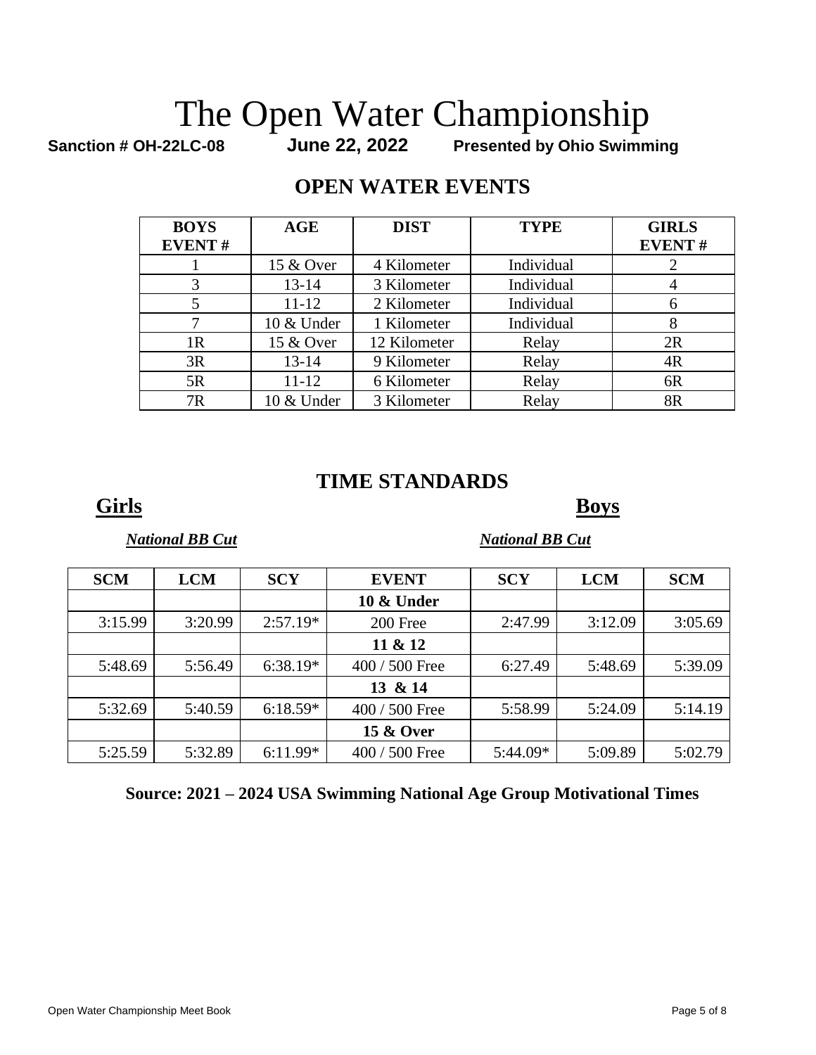# The Open Water Championship

**Sanction # OH-22LC-08** **June 22, 2022** **Presented by Ohio Swimming**

## OPEN WATER EVENTS

| BOYS EVENT # | AGE | DIST | TYPE | GIRLS EVENT # |
|---|---|---|---|---|
| 1 | 15 & Over | 4 Kilometer | Individual | 2 |
| 3 | 13-14 | 3 Kilometer | Individual | 4 |
| 5 | 11-12 | 2 Kilometer | Individual | 6 |
| 7 | 10 & Under | 1 Kilometer | Individual | 8 |
| 1R | 15 & Over | 12 Kilometer | Relay | 2R |
| 3R | 13-14 | 9 Kilometer | Relay | 4R |
| 5R | 11-12 | 6 Kilometer | Relay | 6R |
| 7R | 10 & Under | 3 Kilometer | Relay | 8R |

## TIME STANDARDS

**Girls** — *National BB Cut*

**Boys** — *National BB Cut*

| SCM | LCM | SCY | EVENT | SCY | LCM | SCM |
|---|---|---|---|---|---|---|
| | | | **10 & Under** | | | |
| 3:15.99 | 3:20.99 | 2:57.19* | 200 Free | 2:47.99 | 3:12.09 | 3:05.69 |
| | | | **11 & 12** | | | |
| 5:48.69 | 5:56.49 | 6:38.19* | 400 / 500 Free | 6:27.49 | 5:48.69 | 5:39.09 |
| | | | **13 & 14** | | | |
| 5:32.69 | 5:40.59 | 6:18.59* | 400 / 500 Free | 5:58.99 | 5:24.09 | 5:14.19 |
| | | | **15 & Over** | | | |
| 5:25.59 | 5:32.89 | 6:11.99* | 400 / 500 Free | 5:44.09* | 5:09.89 | 5:02.79 |

**Source: 2021 – 2024 USA Swimming National Age Group Motivational Times**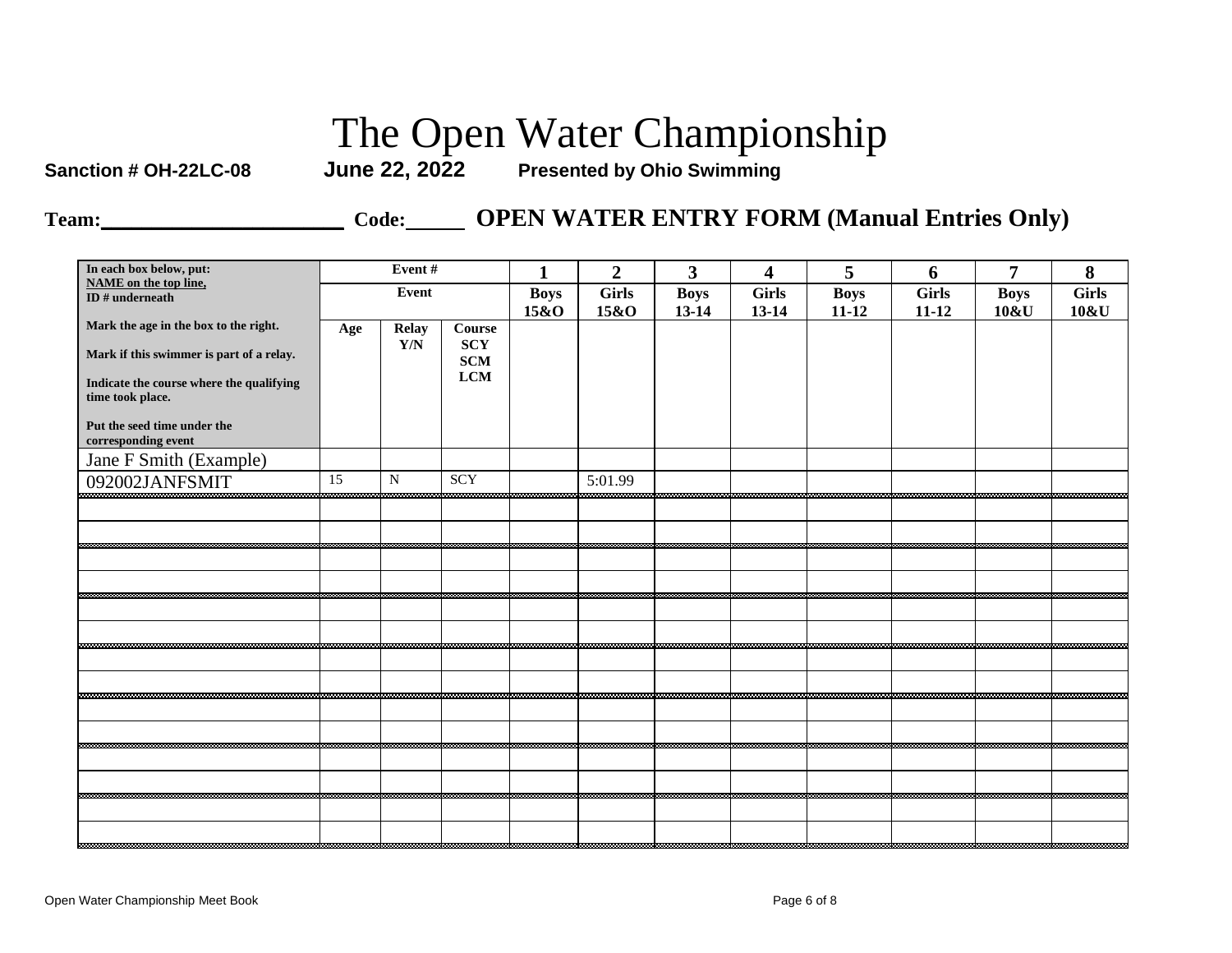# The Open Water Championship

**Sanction # OH-22LC-08** **June 22, 2022** **Presented by Ohio Swimming**

**Team:______________________ Code:______ OPEN WATER ENTRY FORM (Manual Entries Only)**

| In each box below, put: NAME on the top line, ID # underneath | Event # | | | 1 | 2 | 3 | 4 | 5 | 6 | 7 | 8 |
|---|---|---|---|---|---|---|---|---|---|---|---|
| | Event | | | Boys 15&O | Girls 15&O | Boys 13-14 | Girls 13-14 | Boys 11-12 | Girls 11-12 | Boys 10&U | Girls 10&U |
| Mark the age in the box to the right. Mark if this swimmer is part of a relay. Indicate the course where the qualifying time took place. Put the seed time under the corresponding event | Age | Relay Y/N | Course SCY SCM LCM | | | | | | | | |
| Jane F Smith (Example) | | | | | | | | | | | |
| 092002JANFSMIT | 15 | N | SCY | | 5:01.99 | | | | | | |
| | | | | | | | | | | | |
| | | | | | | | | | | | |
| | | | | | | | | | | | |
| | | | | | | | | | | | |
| | | | | | | | | | | | |
| | | | | | | | | | | | |
| | | | | | | | | | | | |
| | | | | | | | | | | | |
| | | | | | | | | | | | |
| | | | | | | | | | | | |
| | | | | | | | | | | | |
| | | | | | | | | | | | |
| | | | | | | | | | | | |
| | | | | | | | | | | | |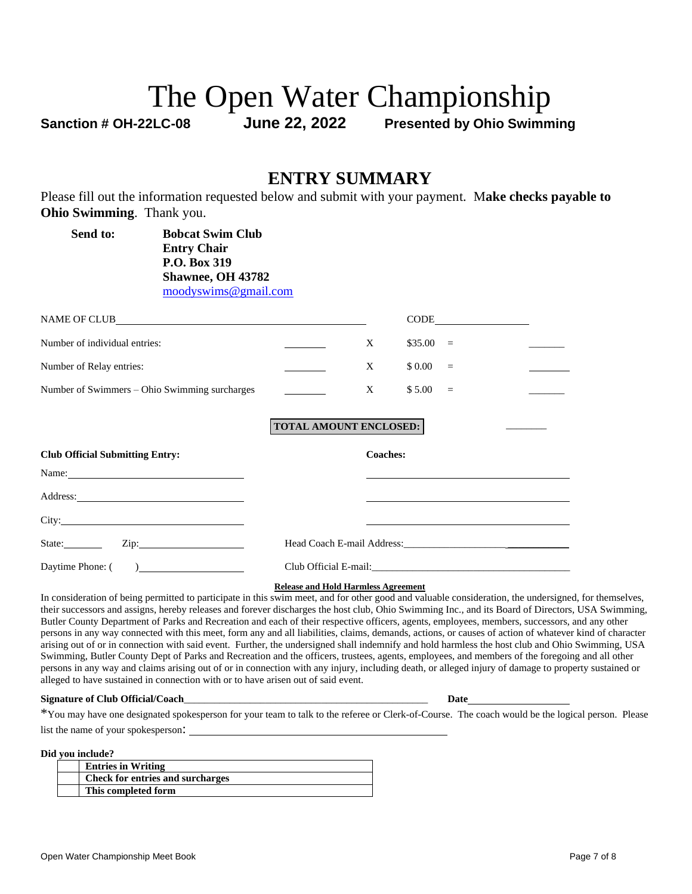# The Open Water Championship

**Sanction # OH-22LC-08** **June 22, 2022** **Presented by Ohio Swimming**

## ENTRY SUMMARY

Please fill out the information requested below and submit with your payment. M**ake checks payable to Ohio Swimming**. Thank you.

**Send to:** **Bobcat Swim Club**
**Entry Chair**
**P.O. Box 319**
**Shawnee, OH 43782**
moodyswims@gmail.com

NAME OF CLUB______________________________ CODE______________

| | | | | | |
|---|---|---|---|---|---|
| Number of individual entries: | _______ | X | $35.00 | = | _______ |
| Number of Relay entries: | _______ | X | $ 0.00 | = | _______ |
| Number of Swimmers – Ohio Swimming surcharges | _______ | X | $ 5.00 | = | _______ |

**TOTAL AMOUNT ENCLOSED:** _______

**Club Official Submitting Entry:**

Name:______________________________

Address:______________________________

City:______________________________

State:________ Zip:____________________

Daytime Phone: ( )____________________

**Coaches:**

______________________________

______________________________

______________________________

Head Coach E-mail Address:______________________________

Club Official E-mail:______________________________

**Release and Hold Harmless Agreement**

In consideration of being permitted to participate in this swim meet, and for other good and valuable consideration, the undersigned, for themselves, their successors and assigns, hereby releases and forever discharges the host club, Ohio Swimming Inc., and its Board of Directors, USA Swimming, Butler County Department of Parks and Recreation and each of their respective officers, agents, employees, members, successors, and any other persons in any way connected with this meet, form any and all liabilities, claims, demands, actions, or causes of action of whatever kind of character arising out of or in connection with said event. Further, the undersigned shall indemnify and hold harmless the host club and Ohio Swimming, USA Swimming, Butler County Dept of Parks and Recreation and the officers, trustees, agents, employees, and members of the foregoing and all other persons in any way and claims arising out of or in connection with any injury, including death, or alleged injury of damage to property sustained or alleged to have sustained in connection with or to have arisen out of said event.

**Signature of Club Official/Coach**______________________________ **Date**______________

*You may have one designated spokesperson for your team to talk to the referee or Clerk-of-Course. The coach would be the logical person. Please list the name of your spokesperson: ______________________________

**Did you include?**

| | |
|---|---|
| | **Entries in Writing** |
| | **Check for entries and surcharges** |
| | **This completed form** |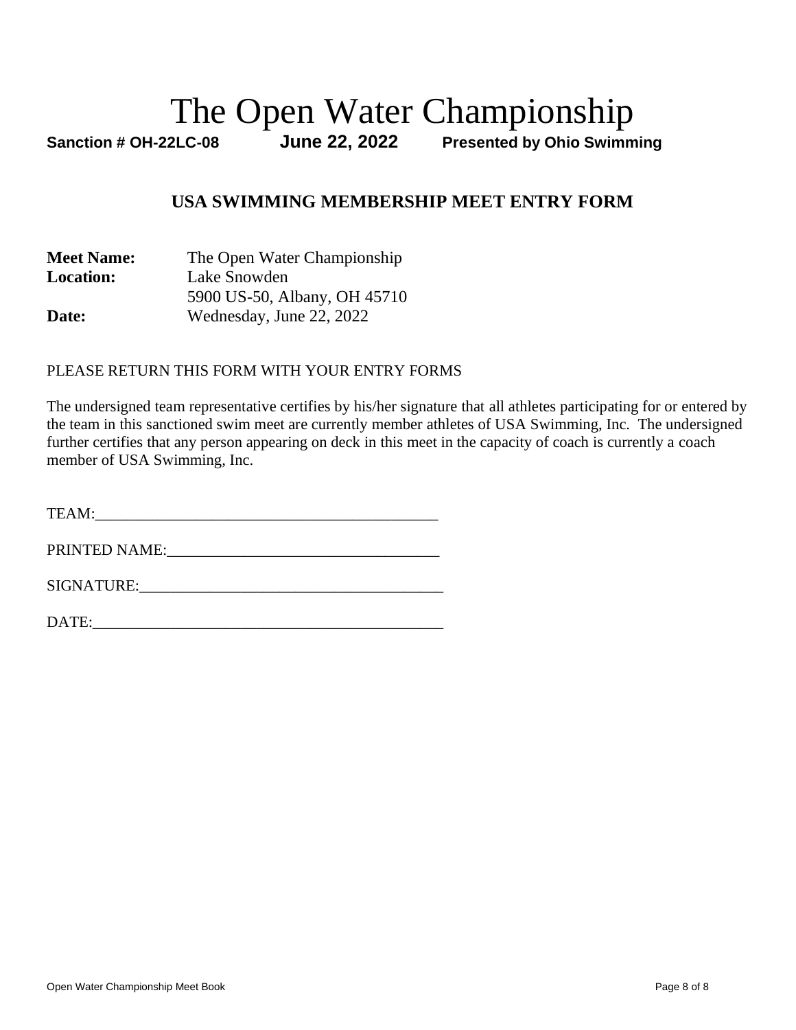# The Open Water Championship

**Sanction # OH-22LC-08** **June 22, 2022** **Presented by Ohio Swimming**

## USA SWIMMING MEMBERSHIP MEET ENTRY FORM

**Meet Name:** The Open Water Championship
**Location:** Lake Snowden
5900 US-50, Albany, OH 45710
**Date:** Wednesday, June 22, 2022

PLEASE RETURN THIS FORM WITH YOUR ENTRY FORMS

The undersigned team representative certifies by his/her signature that all athletes participating for or entered by the team in this sanctioned swim meet are currently member athletes of USA Swimming, Inc. The undersigned further certifies that any person appearing on deck in this meet in the capacity of coach is currently a coach member of USA Swimming, Inc.

TEAM:_____________________________________________

PRINTED NAME:_____________________________________

SIGNATURE:________________________________________

DATE:_____________________________________________